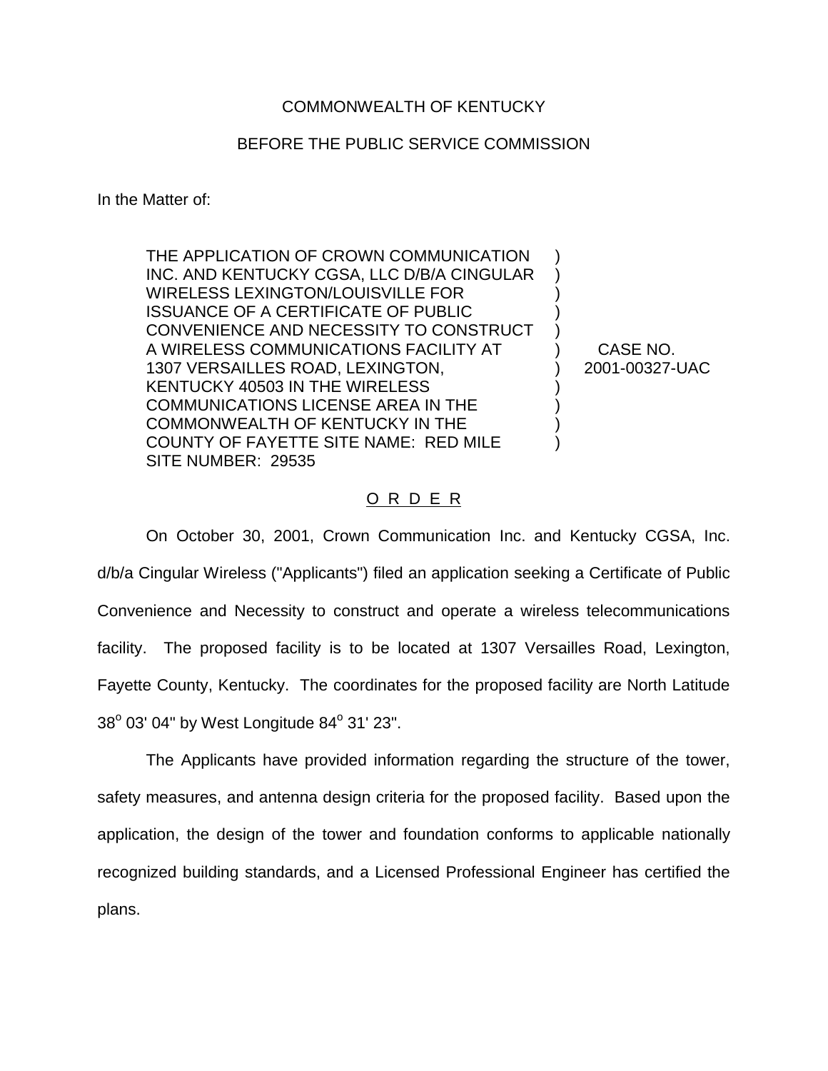COMMONWEALTH OF KENTUCKY

BEFORE THE PUBLIC SERVICE COMMISSION

In the Matter of:

| | | |
|---|---|---|
| THE APPLICATION OF CROWN COMMUNICATION INC. AND KENTUCKY CGSA, LLC D/B/A CINGULAR WIRELESS LEXINGTON/LOUISVILLE FOR ISSUANCE OF A CERTIFICATE OF PUBLIC CONVENIENCE AND NECESSITY TO CONSTRUCT A WIRELESS COMMUNICATIONS FACILITY AT 1307 VERSAILLES ROAD, LEXINGTON, KENTUCKY 40503 IN THE WIRELESS COMMUNICATIONS LICENSE AREA IN THE COMMONWEALTH OF KENTUCKY IN THE COUNTY OF FAYETTE SITE NAME: RED MILE SITE NUMBER: 29535 | ) | CASE NO. 2001-00327-UAC |

O R D E R

On October 30, 2001, Crown Communication Inc. and Kentucky CGSA, Inc. d/b/a Cingular Wireless ("Applicants") filed an application seeking a Certificate of Public Convenience and Necessity to construct and operate a wireless telecommunications facility. The proposed facility is to be located at 1307 Versailles Road, Lexington, Fayette County, Kentucky. The coordinates for the proposed facility are North Latitude 38° 03' 04" by West Longitude 84° 31' 23".

The Applicants have provided information regarding the structure of the tower, safety measures, and antenna design criteria for the proposed facility. Based upon the application, the design of the tower and foundation conforms to applicable nationally recognized building standards, and a Licensed Professional Engineer has certified the plans.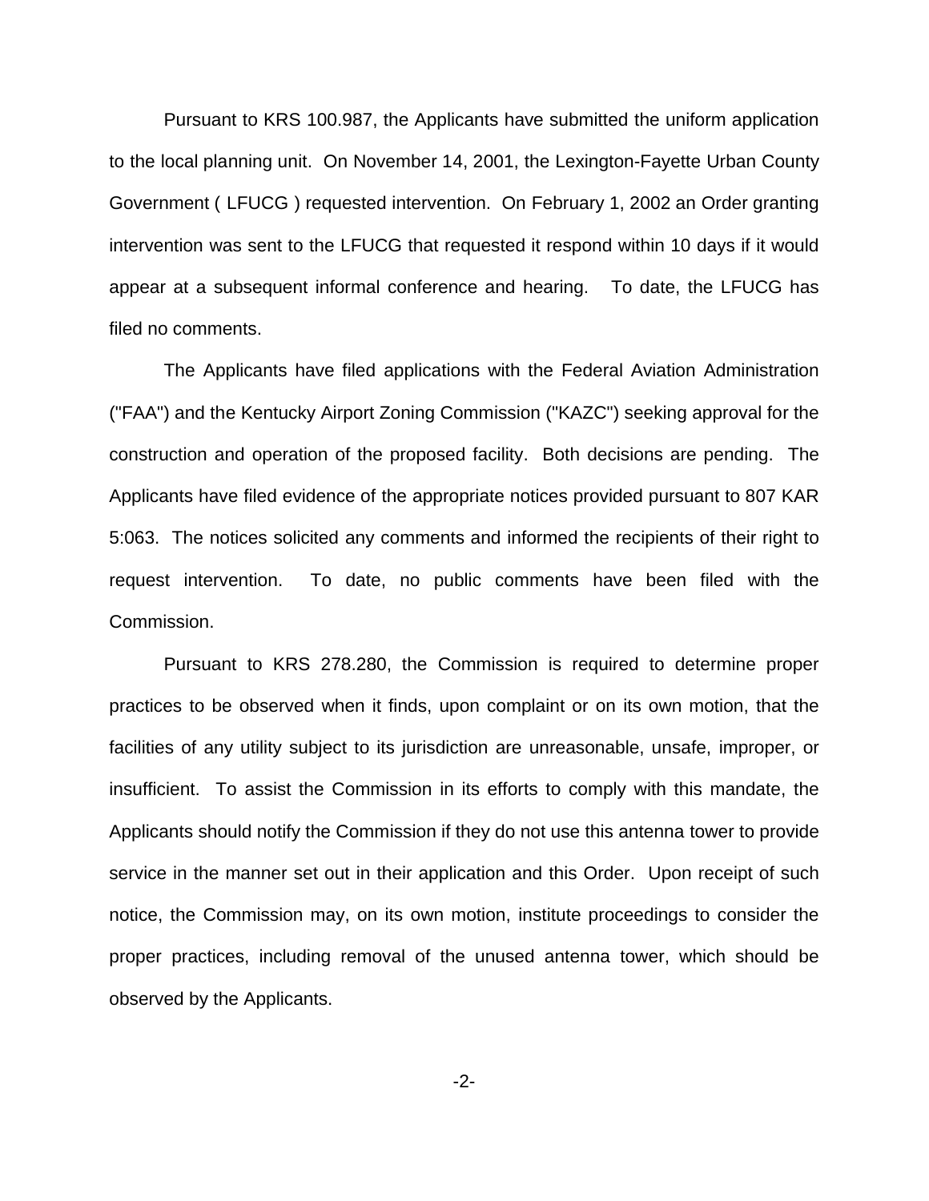Pursuant to KRS 100.987, the Applicants have submitted the uniform application to the local planning unit. On November 14, 2001, the Lexington-Fayette Urban County Government ( LFUCG ) requested intervention. On February 1, 2002 an Order granting intervention was sent to the LFUCG that requested it respond within 10 days if it would appear at a subsequent informal conference and hearing. To date, the LFUCG has filed no comments.

The Applicants have filed applications with the Federal Aviation Administration ("FAA") and the Kentucky Airport Zoning Commission ("KAZC") seeking approval for the construction and operation of the proposed facility. Both decisions are pending. The Applicants have filed evidence of the appropriate notices provided pursuant to 807 KAR 5:063. The notices solicited any comments and informed the recipients of their right to request intervention. To date, no public comments have been filed with the Commission.

Pursuant to KRS 278.280, the Commission is required to determine proper practices to be observed when it finds, upon complaint or on its own motion, that the facilities of any utility subject to its jurisdiction are unreasonable, unsafe, improper, or insufficient. To assist the Commission in its efforts to comply with this mandate, the Applicants should notify the Commission if they do not use this antenna tower to provide service in the manner set out in their application and this Order. Upon receipt of such notice, the Commission may, on its own motion, institute proceedings to consider the proper practices, including removal of the unused antenna tower, which should be observed by the Applicants.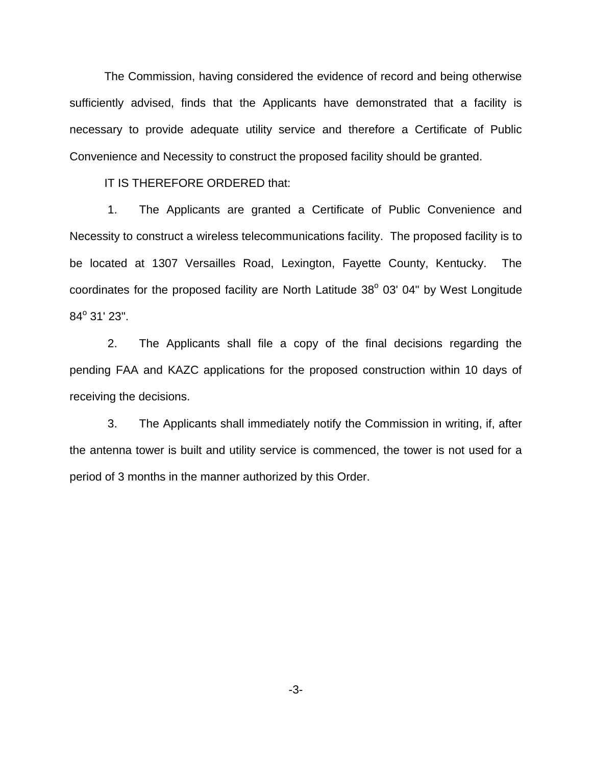The Commission, having considered the evidence of record and being otherwise sufficiently advised, finds that the Applicants have demonstrated that a facility is necessary to provide adequate utility service and therefore a Certificate of Public Convenience and Necessity to construct the proposed facility should be granted.

IT IS THEREFORE ORDERED that:

1. The Applicants are granted a Certificate of Public Convenience and Necessity to construct a wireless telecommunications facility. The proposed facility is to be located at 1307 Versailles Road, Lexington, Fayette County, Kentucky. The coordinates for the proposed facility are North Latitude 38° 03' 04" by West Longitude 84° 31' 23".

2. The Applicants shall file a copy of the final decisions regarding the pending FAA and KAZC applications for the proposed construction within 10 days of receiving the decisions.

3. The Applicants shall immediately notify the Commission in writing, if, after the antenna tower is built and utility service is commenced, the tower is not used for a period of 3 months in the manner authorized by this Order.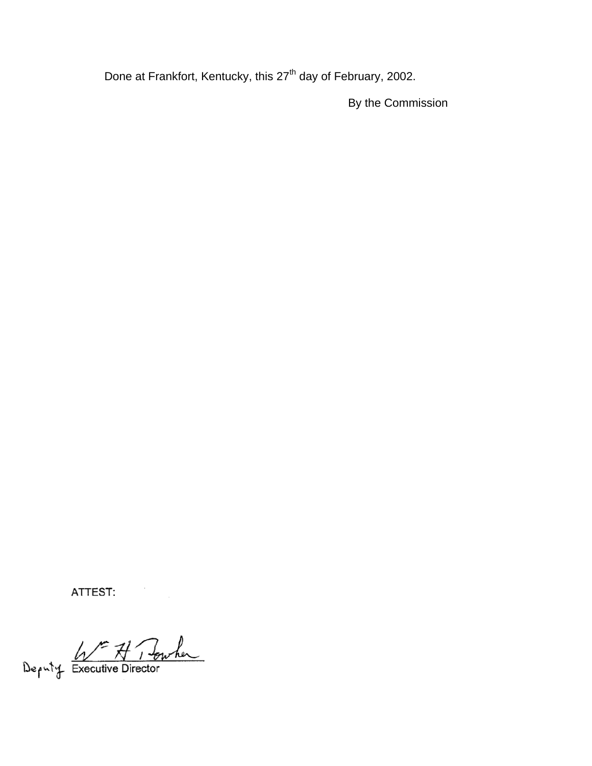Done at Frankfort, Kentucky, this 27th day of February, 2002.

By the Commission

ATTEST:

Deputy Executive Director